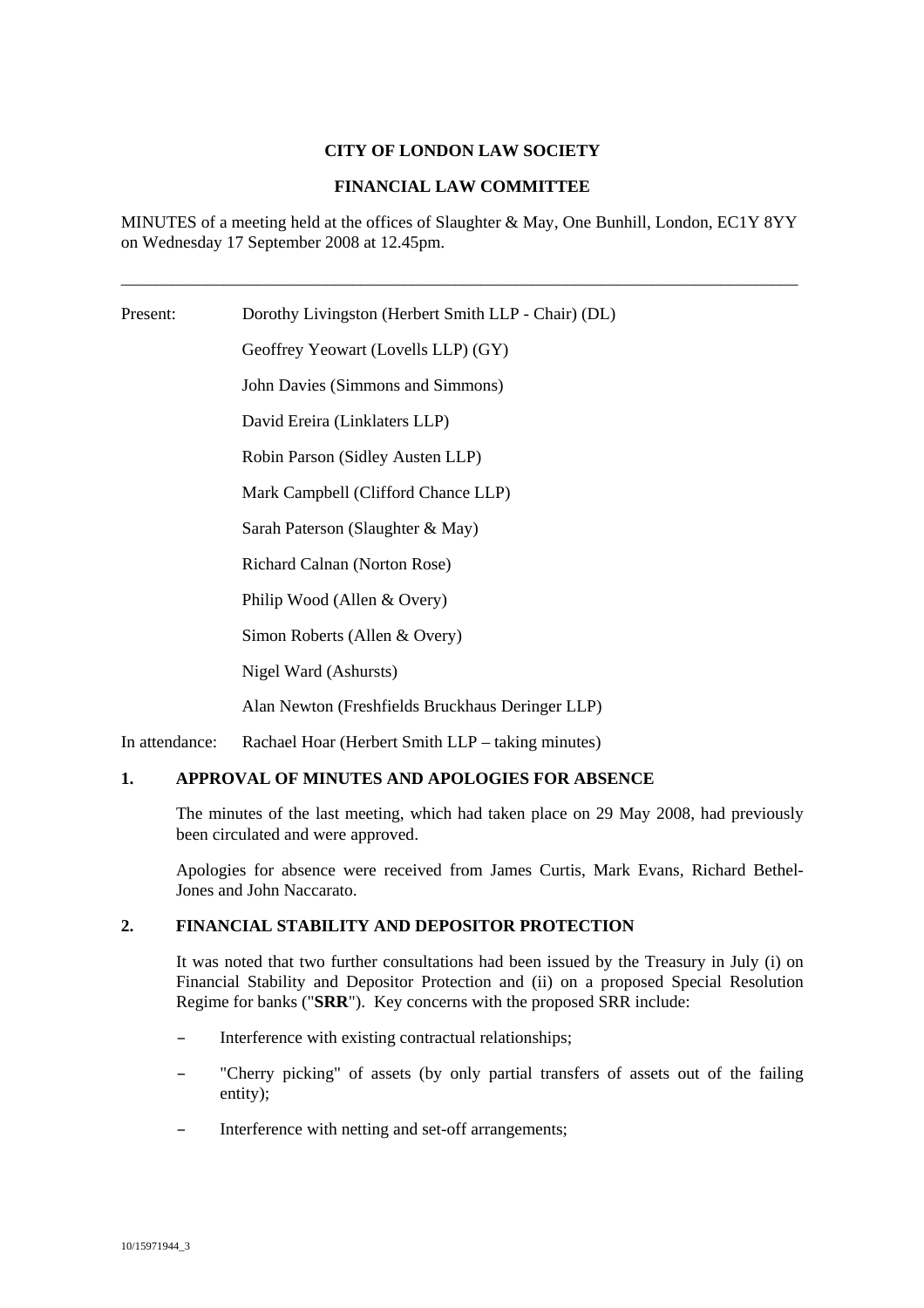**CITY OF LONDON LAW SOCIETY**

**FINANCIAL LAW COMMITTEE**

MINUTES of a meeting held at the offices of Slaughter & May, One Bunhill, London, EC1Y 8YY on Wednesday 17 September 2008 at 12.45pm.

---

Present: Dorothy Livingston (Herbert Smith LLP - Chair) (DL)

Geoffrey Yeowart (Lovells LLP) (GY)

John Davies (Simmons and Simmons)

David Ereira (Linklaters LLP)

Robin Parson (Sidley Austen LLP)

Mark Campbell (Clifford Chance LLP)

Sarah Paterson (Slaughter & May)

Richard Calnan (Norton Rose)

Philip Wood (Allen & Overy)

Simon Roberts (Allen & Overy)

Nigel Ward (Ashursts)

Alan Newton (Freshfields Bruckhaus Deringer LLP)

In attendance: Rachael Hoar (Herbert Smith LLP – taking minutes)

## 1. APPROVAL OF MINUTES AND APOLOGIES FOR ABSENCE

The minutes of the last meeting, which had taken place on 29 May 2008, had previously been circulated and were approved.

Apologies for absence were received from James Curtis, Mark Evans, Richard Bethel-Jones and John Naccarato.

## 2. FINANCIAL STABILITY AND DEPOSITOR PROTECTION

It was noted that two further consultations had been issued by the Treasury in July (i) on Financial Stability and Depositor Protection and (ii) on a proposed Special Resolution Regime for banks ("**SRR**"). Key concerns with the proposed SRR include:

- Interference with existing contractual relationships;
- "Cherry picking" of assets (by only partial transfers of assets out of the failing entity);
- Interference with netting and set-off arrangements;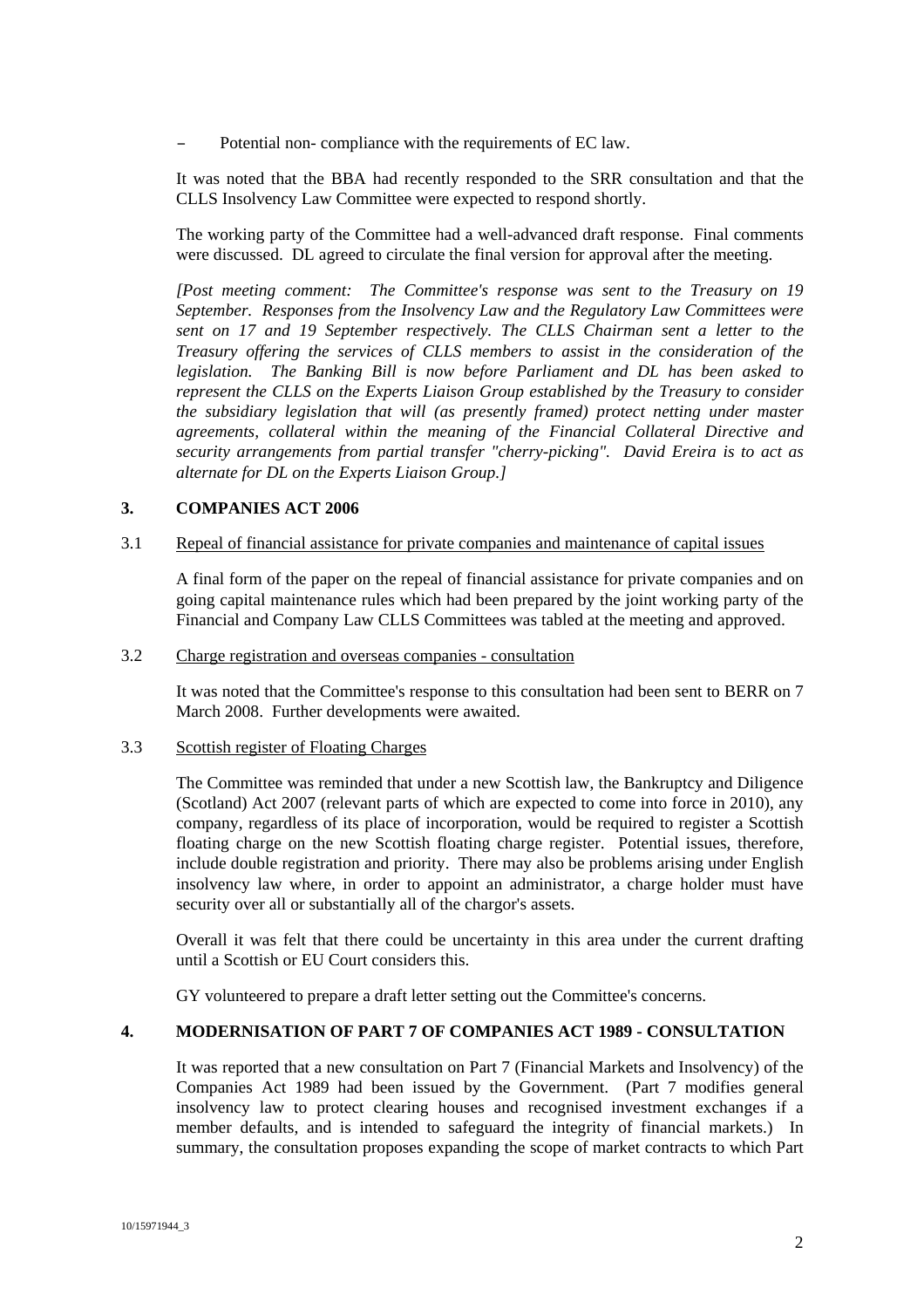- Potential non- compliance with the requirements of EC law.

It was noted that the BBA had recently responded to the SRR consultation and that the CLLS Insolvency Law Committee were expected to respond shortly.

The working party of the Committee had a well-advanced draft response. Final comments were discussed. DL agreed to circulate the final version for approval after the meeting.

*[Post meeting comment: The Committee's response was sent to the Treasury on 19 September. Responses from the Insolvency Law and the Regulatory Law Committees were sent on 17 and 19 September respectively. The CLLS Chairman sent a letter to the Treasury offering the services of CLLS members to assist in the consideration of the legislation. The Banking Bill is now before Parliament and DL has been asked to represent the CLLS on the Experts Liaison Group established by the Treasury to consider the subsidiary legislation that will (as presently framed) protect netting under master agreements, collateral within the meaning of the Financial Collateral Directive and security arrangements from partial transfer "cherry-picking". David Ereira is to act as alternate for DL on the Experts Liaison Group.]*

## 3. COMPANIES ACT 2006

### 3.1 Repeal of financial assistance for private companies and maintenance of capital issues

A final form of the paper on the repeal of financial assistance for private companies and on going capital maintenance rules which had been prepared by the joint working party of the Financial and Company Law CLLS Committees was tabled at the meeting and approved.

### 3.2 Charge registration and overseas companies - consultation

It was noted that the Committee's response to this consultation had been sent to BERR on 7 March 2008. Further developments were awaited.

### 3.3 Scottish register of Floating Charges

The Committee was reminded that under a new Scottish law, the Bankruptcy and Diligence (Scotland) Act 2007 (relevant parts of which are expected to come into force in 2010), any company, regardless of its place of incorporation, would be required to register a Scottish floating charge on the new Scottish floating charge register. Potential issues, therefore, include double registration and priority. There may also be problems arising under English insolvency law where, in order to appoint an administrator, a charge holder must have security over all or substantially all of the chargor's assets.

Overall it was felt that there could be uncertainty in this area under the current drafting until a Scottish or EU Court considers this.

GY volunteered to prepare a draft letter setting out the Committee's concerns.

## 4. MODERNISATION OF PART 7 OF COMPANIES ACT 1989 - CONSULTATION

It was reported that a new consultation on Part 7 (Financial Markets and Insolvency) of the Companies Act 1989 had been issued by the Government. (Part 7 modifies general insolvency law to protect clearing houses and recognised investment exchanges if a member defaults, and is intended to safeguard the integrity of financial markets.) In summary, the consultation proposes expanding the scope of market contracts to which Part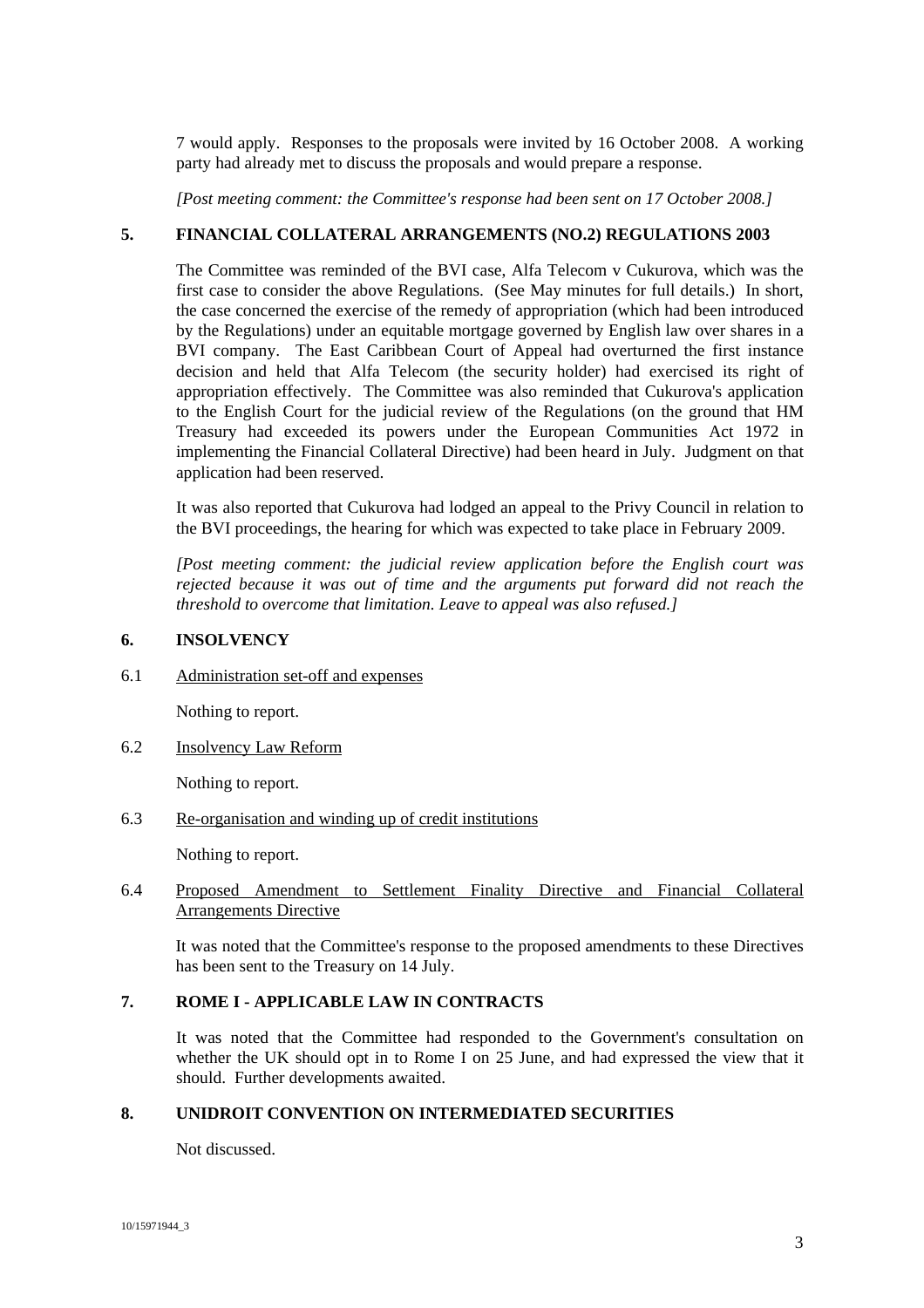7 would apply. Responses to the proposals were invited by 16 October 2008. A working party had already met to discuss the proposals and would prepare a response.

*[Post meeting comment: the Committee's response had been sent on 17 October 2008.]*

## 5. FINANCIAL COLLATERAL ARRANGEMENTS (NO.2) REGULATIONS 2003

The Committee was reminded of the BVI case, Alfa Telecom v Cukurova, which was the first case to consider the above Regulations. (See May minutes for full details.) In short, the case concerned the exercise of the remedy of appropriation (which had been introduced by the Regulations) under an equitable mortgage governed by English law over shares in a BVI company. The East Caribbean Court of Appeal had overturned the first instance decision and held that Alfa Telecom (the security holder) had exercised its right of appropriation effectively. The Committee was also reminded that Cukurova's application to the English Court for the judicial review of the Regulations (on the ground that HM Treasury had exceeded its powers under the European Communities Act 1972 in implementing the Financial Collateral Directive) had been heard in July. Judgment on that application had been reserved.

It was also reported that Cukurova had lodged an appeal to the Privy Council in relation to the BVI proceedings, the hearing for which was expected to take place in February 2009.

*[Post meeting comment: the judicial review application before the English court was rejected because it was out of time and the arguments put forward did not reach the threshold to overcome that limitation. Leave to appeal was also refused.]*

## 6. INSOLVENCY

6.1 Administration set-off and expenses

Nothing to report.

6.2 Insolvency Law Reform

Nothing to report.

6.3 Re-organisation and winding up of credit institutions

Nothing to report.

6.4 Proposed Amendment to Settlement Finality Directive and Financial Collateral Arrangements Directive

It was noted that the Committee's response to the proposed amendments to these Directives has been sent to the Treasury on 14 July.

## 7. ROME I - APPLICABLE LAW IN CONTRACTS

It was noted that the Committee had responded to the Government's consultation on whether the UK should opt in to Rome I on 25 June, and had expressed the view that it should. Further developments awaited.

## 8. UNIDROIT CONVENTION ON INTERMEDIATED SECURITIES

Not discussed.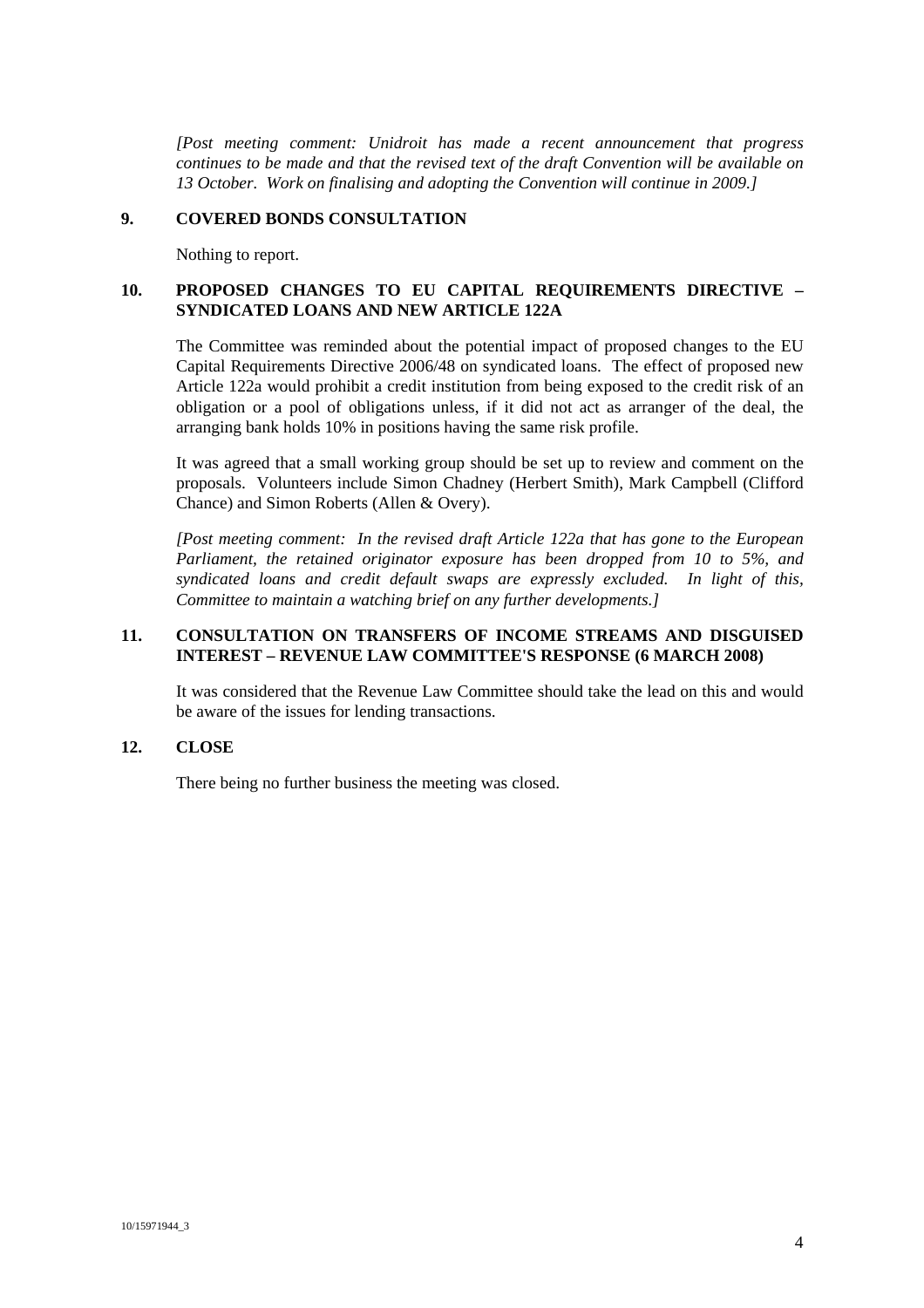*[Post meeting comment: Unidroit has made a recent announcement that progress continues to be made and that the revised text of the draft Convention will be available on 13 October. Work on finalising and adopting the Convention will continue in 2009.]*

## 9. COVERED BONDS CONSULTATION

Nothing to report.

## 10. PROPOSED CHANGES TO EU CAPITAL REQUIREMENTS DIRECTIVE – SYNDICATED LOANS AND NEW ARTICLE 122A

The Committee was reminded about the potential impact of proposed changes to the EU Capital Requirements Directive 2006/48 on syndicated loans. The effect of proposed new Article 122a would prohibit a credit institution from being exposed to the credit risk of an obligation or a pool of obligations unless, if it did not act as arranger of the deal, the arranging bank holds 10% in positions having the same risk profile.

It was agreed that a small working group should be set up to review and comment on the proposals. Volunteers include Simon Chadney (Herbert Smith), Mark Campbell (Clifford Chance) and Simon Roberts (Allen & Overy).

*[Post meeting comment: In the revised draft Article 122a that has gone to the European Parliament, the retained originator exposure has been dropped from 10 to 5%, and syndicated loans and credit default swaps are expressly excluded. In light of this, Committee to maintain a watching brief on any further developments.]*

## 11. CONSULTATION ON TRANSFERS OF INCOME STREAMS AND DISGUISED INTEREST – REVENUE LAW COMMITTEE'S RESPONSE (6 MARCH 2008)

It was considered that the Revenue Law Committee should take the lead on this and would be aware of the issues for lending transactions.

## 12. CLOSE

There being no further business the meeting was closed.

10/15971944_3